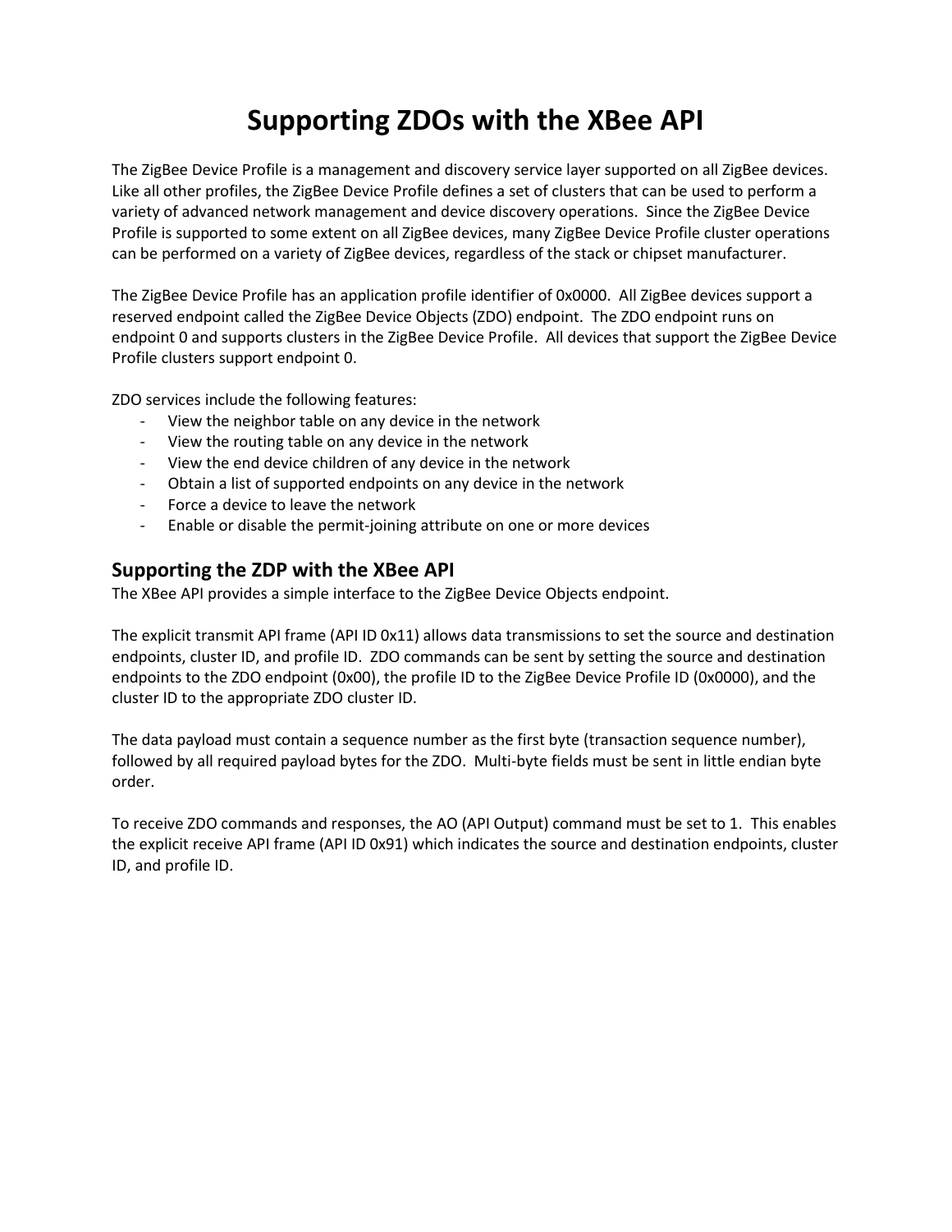# Supporting ZDOs with the XBee API

The ZigBee Device Profile is a management and discovery service layer supported on all ZigBee devices. Like all other profiles, the ZigBee Device Profile defines a set of clusters that can be used to perform a variety of advanced network management and device discovery operations. Since the ZigBee Device Profile is supported to some extent on all ZigBee devices, many ZigBee Device Profile cluster operations can be performed on a variety of ZigBee devices, regardless of the stack or chipset manufacturer.

The ZigBee Device Profile has an application profile identifier of 0x0000. All ZigBee devices support a reserved endpoint called the ZigBee Device Objects (ZDO) endpoint. The ZDO endpoint runs on endpoint 0 and supports clusters in the ZigBee Device Profile. All devices that support the ZigBee Device Profile clusters support endpoint 0.

ZDO services include the following features:

- View the neighbor table on any device in the network
- View the routing table on any device in the network
- View the end device children of any device in the network
- Obtain a list of supported endpoints on any device in the network
- Force a device to leave the network
- Enable or disable the permit-joining attribute on one or more devices

## Supporting the ZDP with the XBee API

The XBee API provides a simple interface to the ZigBee Device Objects endpoint.

The explicit transmit API frame (API ID 0x11) allows data transmissions to set the source and destination endpoints, cluster ID, and profile ID. ZDO commands can be sent by setting the source and destination endpoints to the ZDO endpoint (0x00), the profile ID to the ZigBee Device Profile ID (0x0000), and the cluster ID to the appropriate ZDO cluster ID.

The data payload must contain a sequence number as the first byte (transaction sequence number), followed by all required payload bytes for the ZDO. Multi-byte fields must be sent in little endian byte order.

To receive ZDO commands and responses, the AO (API Output) command must be set to 1. This enables the explicit receive API frame (API ID 0x91) which indicates the source and destination endpoints, cluster ID, and profile ID.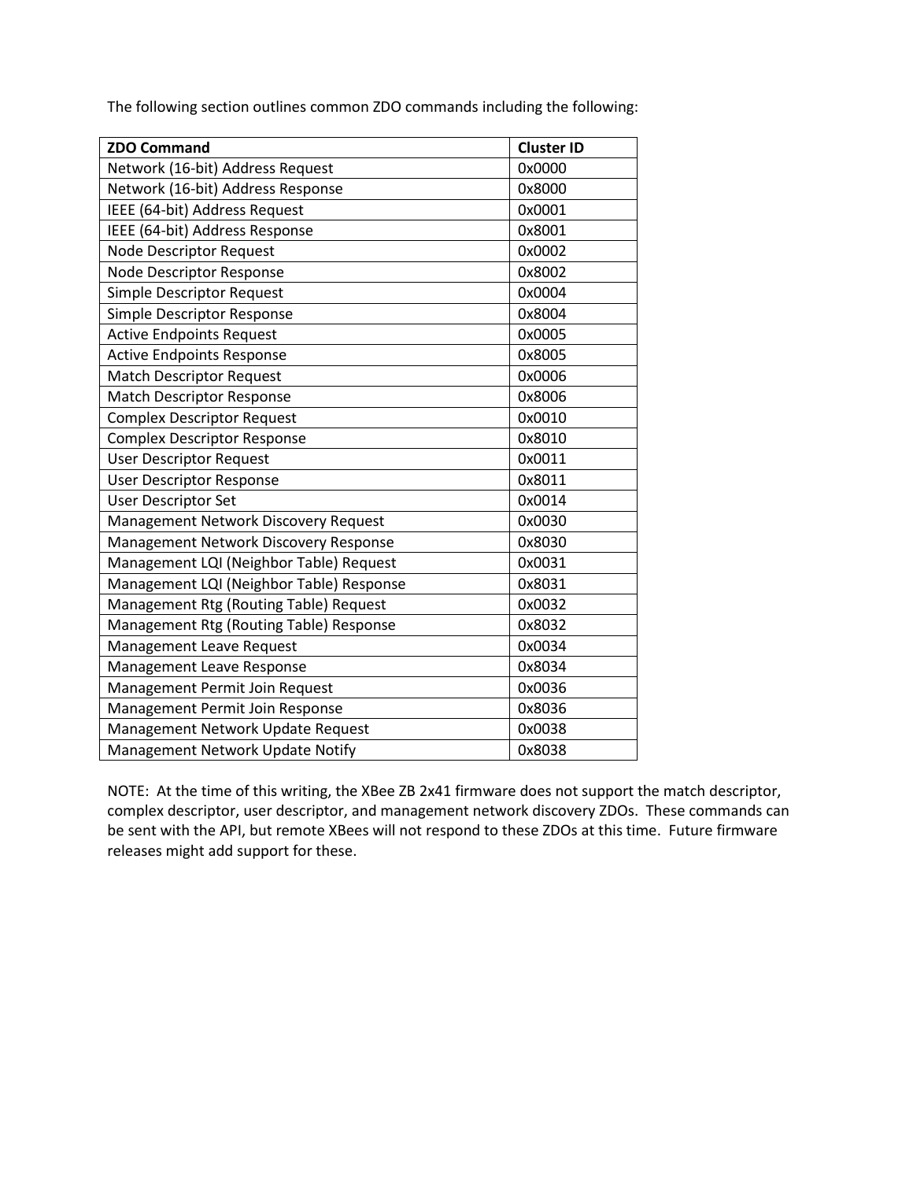The following section outlines common ZDO commands including the following:

| ZDO Command | Cluster ID |
| --- | --- |
| Network (16-bit) Address Request | 0x0000 |
| Network (16-bit) Address Response | 0x8000 |
| IEEE (64-bit) Address Request | 0x0001 |
| IEEE (64-bit) Address Response | 0x8001 |
| Node Descriptor Request | 0x0002 |
| Node Descriptor Response | 0x8002 |
| Simple Descriptor Request | 0x0004 |
| Simple Descriptor Response | 0x8004 |
| Active Endpoints Request | 0x0005 |
| Active Endpoints Response | 0x8005 |
| Match Descriptor Request | 0x0006 |
| Match Descriptor Response | 0x8006 |
| Complex Descriptor Request | 0x0010 |
| Complex Descriptor Response | 0x8010 |
| User Descriptor Request | 0x0011 |
| User Descriptor Response | 0x8011 |
| User Descriptor Set | 0x0014 |
| Management Network Discovery Request | 0x0030 |
| Management Network Discovery Response | 0x8030 |
| Management LQI (Neighbor Table) Request | 0x0031 |
| Management LQI (Neighbor Table) Response | 0x8031 |
| Management Rtg (Routing Table) Request | 0x0032 |
| Management Rtg (Routing Table) Response | 0x8032 |
| Management Leave Request | 0x0034 |
| Management Leave Response | 0x8034 |
| Management Permit Join Request | 0x0036 |
| Management Permit Join Response | 0x8036 |
| Management Network Update Request | 0x0038 |
| Management Network Update Notify | 0x8038 |

NOTE: At the time of this writing, the XBee ZB 2x41 firmware does not support the match descriptor, complex descriptor, user descriptor, and management network discovery ZDOs. These commands can be sent with the API, but remote XBees will not respond to these ZDOs at this time. Future firmware releases might add support for these.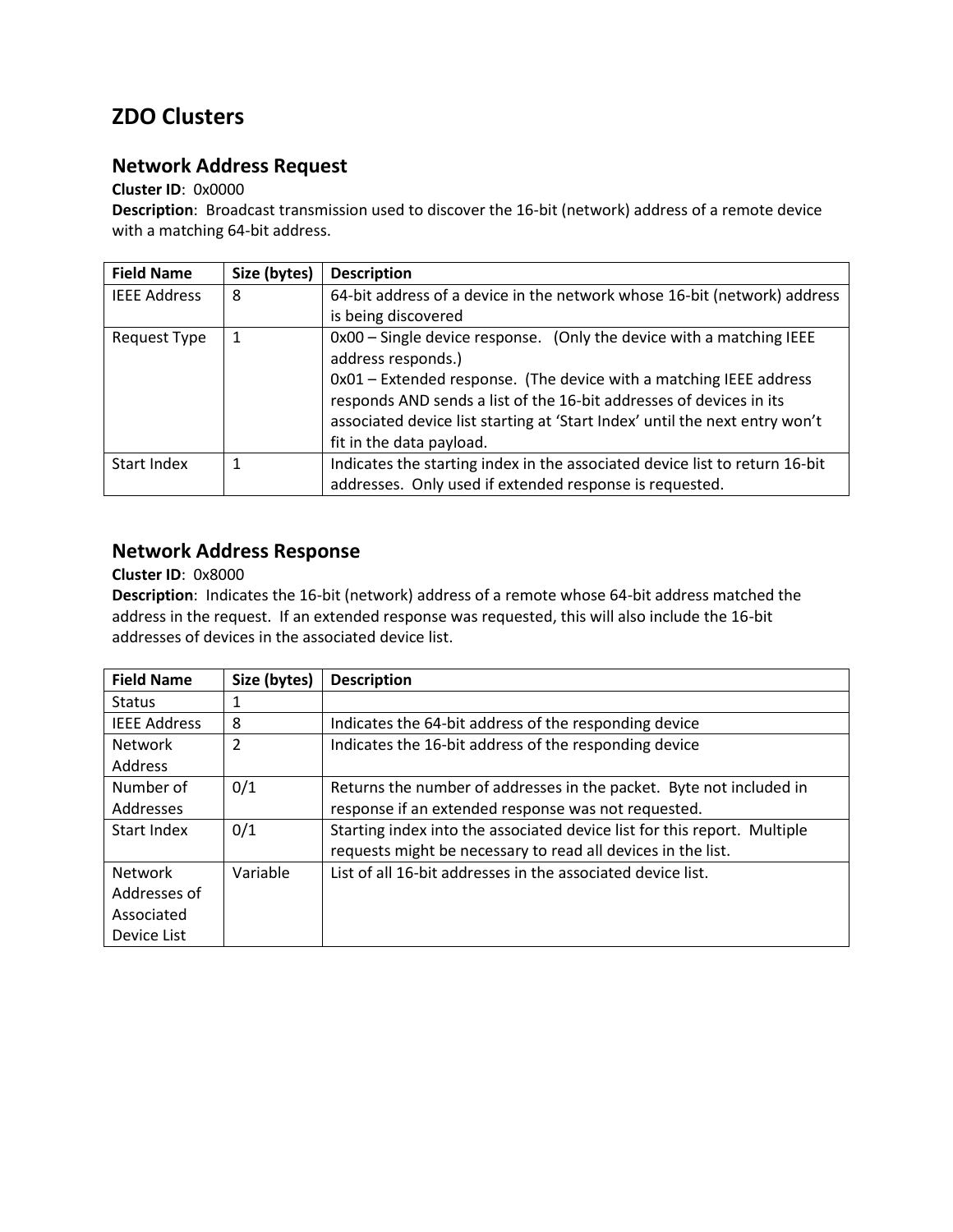# ZDO Clusters

## Network Address Request

**Cluster ID**: 0x0000
**Description**: Broadcast transmission used to discover the 16-bit (network) address of a remote device with a matching 64-bit address.

| Field Name | Size (bytes) | Description |
|---|---|---|
| IEEE Address | 8 | 64-bit address of a device in the network whose 16-bit (network) address is being discovered |
| Request Type | 1 | 0x00 – Single device response. (Only the device with a matching IEEE address responds.) 0x01 – Extended response. (The device with a matching IEEE address responds AND sends a list of the 16-bit addresses of devices in its associated device list starting at 'Start Index' until the next entry won't fit in the data payload. |
| Start Index | 1 | Indicates the starting index in the associated device list to return 16-bit addresses. Only used if extended response is requested. |

## Network Address Response

**Cluster ID**: 0x8000
**Description**: Indicates the 16-bit (network) address of a remote whose 64-bit address matched the address in the request. If an extended response was requested, this will also include the 16-bit addresses of devices in the associated device list.

| Field Name | Size (bytes) | Description |
|---|---|---|
| Status | 1 | |
| IEEE Address | 8 | Indicates the 64-bit address of the responding device |
| Network Address | 2 | Indicates the 16-bit address of the responding device |
| Number of Addresses | 0/1 | Returns the number of addresses in the packet. Byte not included in response if an extended response was not requested. |
| Start Index | 0/1 | Starting index into the associated device list for this report. Multiple requests might be necessary to read all devices in the list. |
| Network Addresses of Associated Device List | Variable | List of all 16-bit addresses in the associated device list. |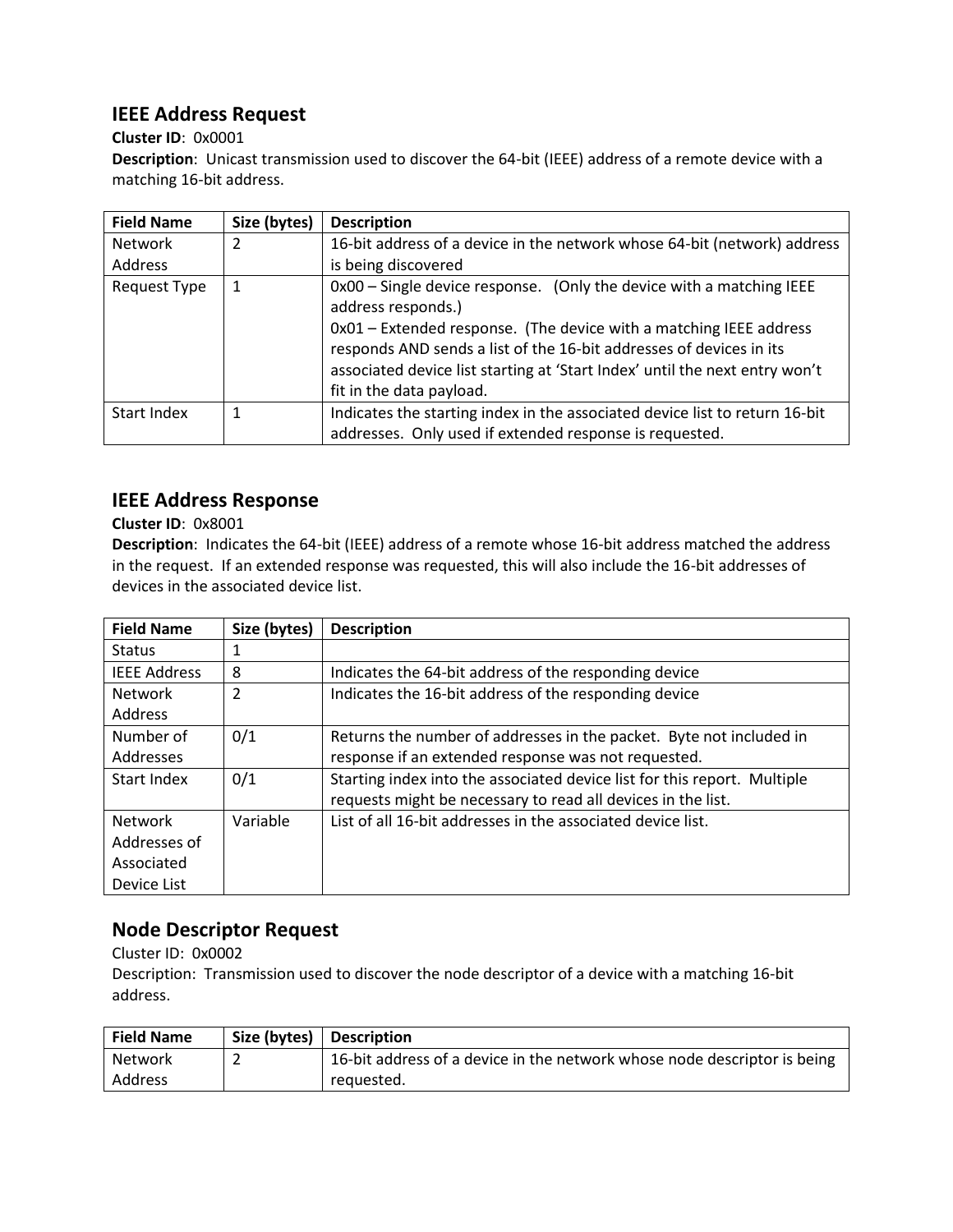## IEEE Address Request

**Cluster ID**: 0x0001

**Description**: Unicast transmission used to discover the 64-bit (IEEE) address of a remote device with a matching 16-bit address.

| Field Name | Size (bytes) | Description |
|---|---|---|
| Network Address | 2 | 16-bit address of a device in the network whose 64-bit (network) address is being discovered |
| Request Type | 1 | 0x00 – Single device response. (Only the device with a matching IEEE address responds.) 0x01 – Extended response. (The device with a matching IEEE address responds AND sends a list of the 16-bit addresses of devices in its associated device list starting at 'Start Index' until the next entry won't fit in the data payload. |
| Start Index | 1 | Indicates the starting index in the associated device list to return 16-bit addresses. Only used if extended response is requested. |

## IEEE Address Response

**Cluster ID**: 0x8001

**Description**: Indicates the 64-bit (IEEE) address of a remote whose 16-bit address matched the address in the request. If an extended response was requested, this will also include the 16-bit addresses of devices in the associated device list.

| Field Name | Size (bytes) | Description |
|---|---|---|
| Status | 1 | |
| IEEE Address | 8 | Indicates the 64-bit address of the responding device |
| Network Address | 2 | Indicates the 16-bit address of the responding device |
| Number of Addresses | 0/1 | Returns the number of addresses in the packet. Byte not included in response if an extended response was not requested. |
| Start Index | 0/1 | Starting index into the associated device list for this report. Multiple requests might be necessary to read all devices in the list. |
| Network Addresses of Associated Device List | Variable | List of all 16-bit addresses in the associated device list. |

## Node Descriptor Request

Cluster ID: 0x0002

Description: Transmission used to discover the node descriptor of a device with a matching 16-bit address.

| Field Name | Size (bytes) | Description |
|---|---|---|
| Network Address | 2 | 16-bit address of a device in the network whose node descriptor is being requested. |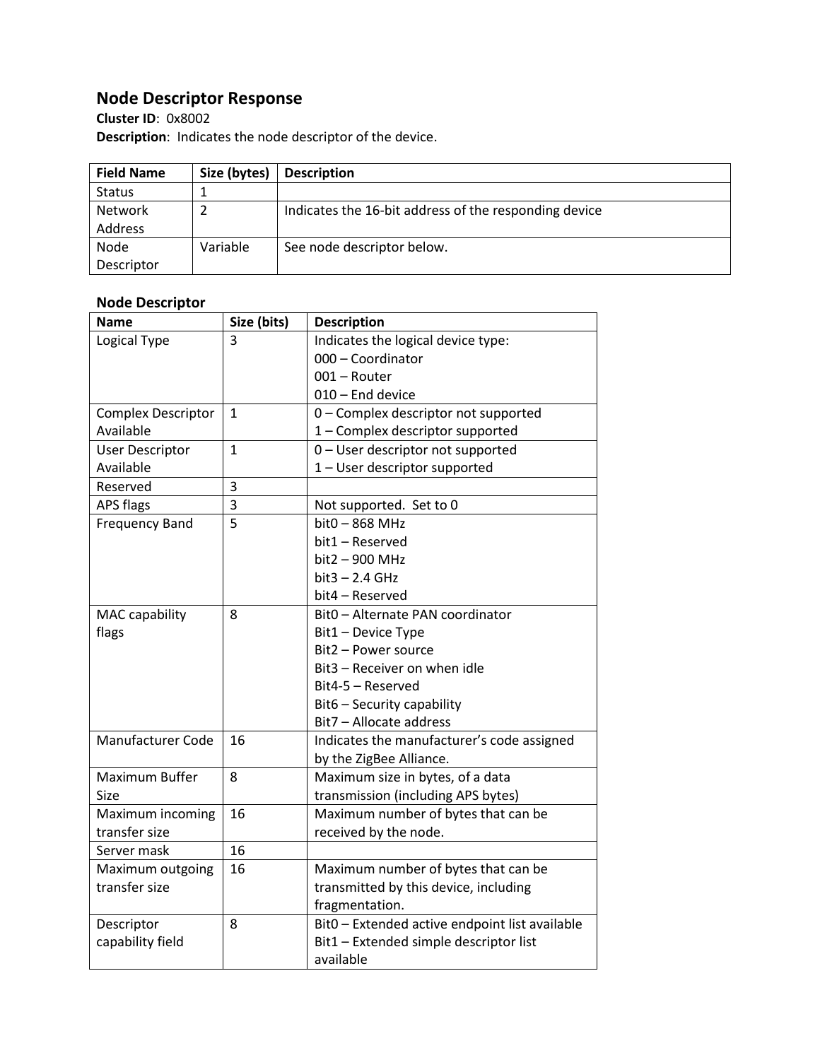## Node Descriptor Response

**Cluster ID**: 0x8002

**Description**: Indicates the node descriptor of the device.

| Field Name | Size (bytes) | Description |
|---|---|---|
| Status | 1 | |
| Network Address | 2 | Indicates the 16-bit address of the responding device |
| Node Descriptor | Variable | See node descriptor below. |

### Node Descriptor

| Name | Size (bits) | Description |
|---|---|---|
| Logical Type | 3 | Indicates the logical device type:<br>000 – Coordinator<br>001 – Router<br>010 – End device |
| Complex Descriptor Available | 1 | 0 – Complex descriptor not supported<br>1 – Complex descriptor supported |
| User Descriptor Available | 1 | 0 – User descriptor not supported<br>1 – User descriptor supported |
| Reserved | 3 | |
| APS flags | 3 | Not supported. Set to 0 |
| Frequency Band | 5 | bit0 – 868 MHz<br>bit1 – Reserved<br>bit2 – 900 MHz<br>bit3 – 2.4 GHz<br>bit4 – Reserved |
| MAC capability flags | 8 | Bit0 – Alternate PAN coordinator<br>Bit1 – Device Type<br>Bit2 – Power source<br>Bit3 – Receiver on when idle<br>Bit4-5 – Reserved<br>Bit6 – Security capability<br>Bit7 – Allocate address |
| Manufacturer Code | 16 | Indicates the manufacturer's code assigned by the ZigBee Alliance. |
| Maximum Buffer Size | 8 | Maximum size in bytes, of a data transmission (including APS bytes) |
| Maximum incoming transfer size | 16 | Maximum number of bytes that can be received by the node. |
| Server mask | 16 | |
| Maximum outgoing transfer size | 16 | Maximum number of bytes that can be transmitted by this device, including fragmentation. |
| Descriptor capability field | 8 | Bit0 – Extended active endpoint list available<br>Bit1 – Extended simple descriptor list available |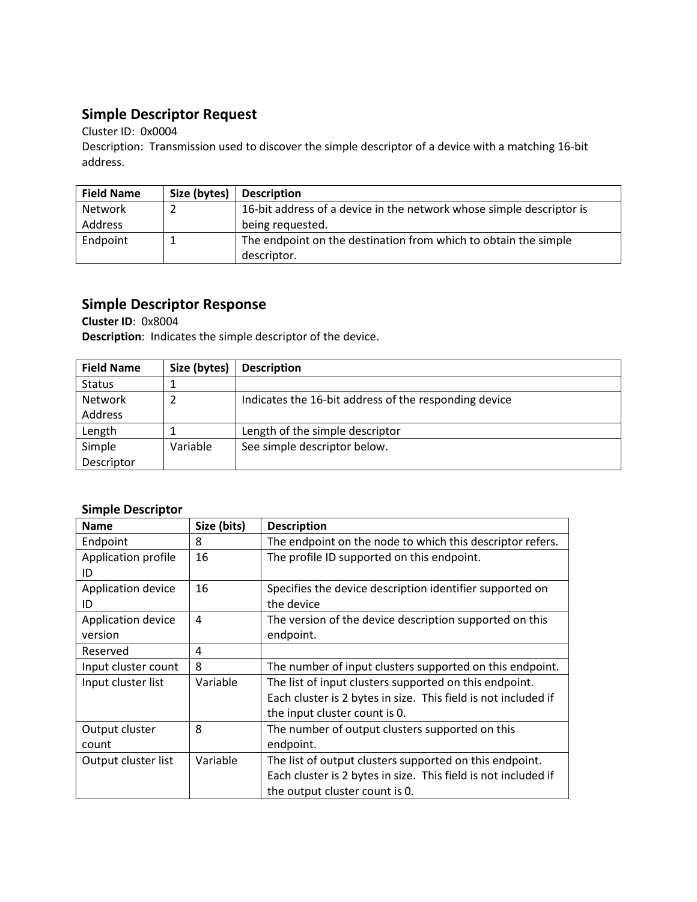## Simple Descriptor Request

Cluster ID: 0x0004

Description: Transmission used to discover the simple descriptor of a device with a matching 16-bit address.

| Field Name | Size (bytes) | Description |
|---|---|---|
| Network Address | 2 | 16-bit address of a device in the network whose simple descriptor is being requested. |
| Endpoint | 1 | The endpoint on the destination from which to obtain the simple descriptor. |

## Simple Descriptor Response

**Cluster ID**: 0x8004

**Description**: Indicates the simple descriptor of the device.

| Field Name | Size (bytes) | Description |
|---|---|---|
| Status | 1 | |
| Network Address | 2 | Indicates the 16-bit address of the responding device |
| Length | 1 | Length of the simple descriptor |
| Simple Descriptor | Variable | See simple descriptor below. |

### Simple Descriptor

| Name | Size (bits) | Description |
|---|---|---|
| Endpoint | 8 | The endpoint on the node to which this descriptor refers. |
| Application profile ID | 16 | The profile ID supported on this endpoint. |
| Application device ID | 16 | Specifies the device description identifier supported on the device |
| Application device version | 4 | The version of the device description supported on this endpoint. |
| Reserved | 4 | |
| Input cluster count | 8 | The number of input clusters supported on this endpoint. |
| Input cluster list | Variable | The list of input clusters supported on this endpoint. Each cluster is 2 bytes in size. This field is not included if the input cluster count is 0. |
| Output cluster count | 8 | The number of output clusters supported on this endpoint. |
| Output cluster list | Variable | The list of output clusters supported on this endpoint. Each cluster is 2 bytes in size. This field is not included if the output cluster count is 0. |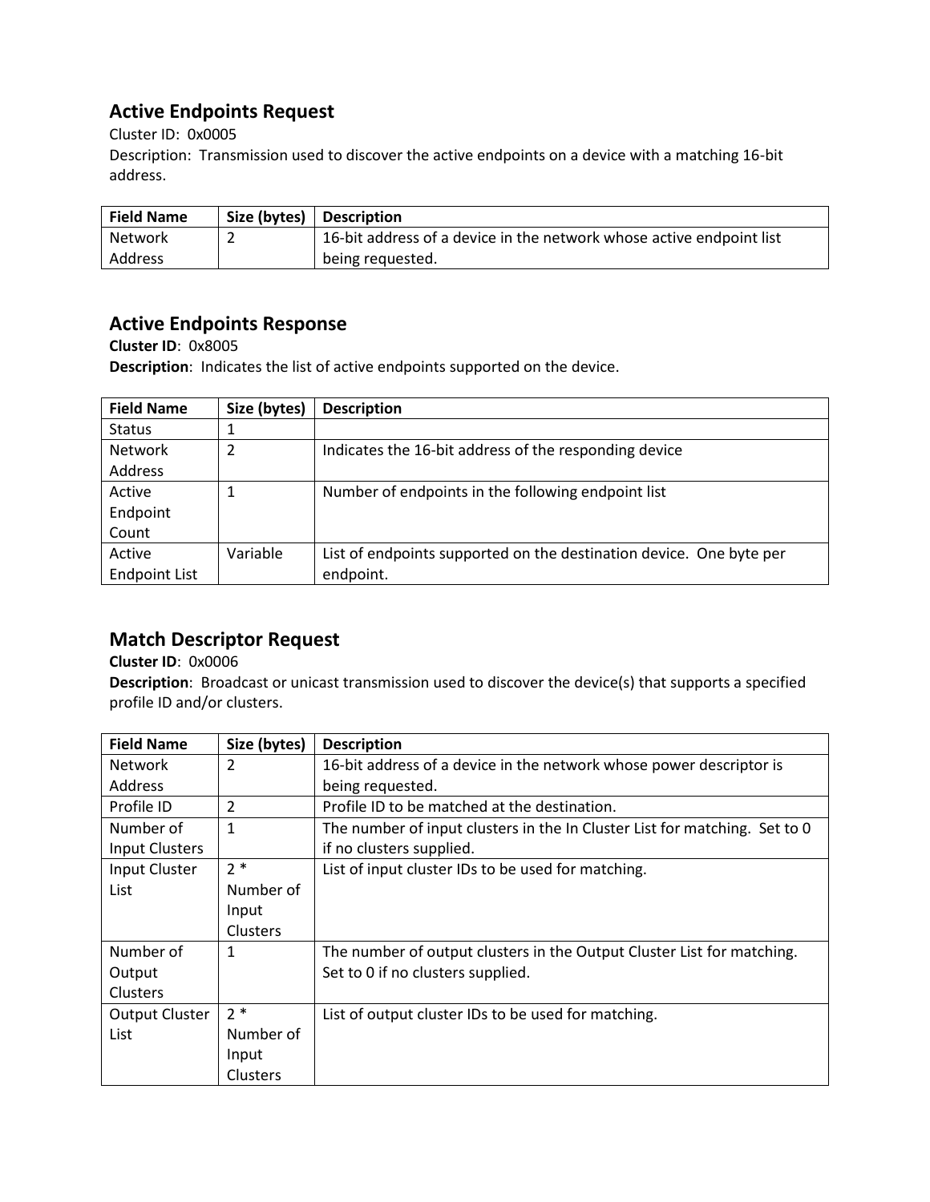## Active Endpoints Request

Cluster ID: 0x0005
Description: Transmission used to discover the active endpoints on a device with a matching 16-bit address.

| Field Name | Size (bytes) | Description |
| --- | --- | --- |
| Network Address | 2 | 16-bit address of a device in the network whose active endpoint list being requested. |

## Active Endpoints Response

**Cluster ID**: 0x8005
**Description**: Indicates the list of active endpoints supported on the device.

| Field Name | Size (bytes) | Description |
| --- | --- | --- |
| Status | 1 | |
| Network Address | 2 | Indicates the 16-bit address of the responding device |
| Active Endpoint Count | 1 | Number of endpoints in the following endpoint list |
| Active Endpoint List | Variable | List of endpoints supported on the destination device. One byte per endpoint. |

## Match Descriptor Request

**Cluster ID**: 0x0006
**Description**: Broadcast or unicast transmission used to discover the device(s) that supports a specified profile ID and/or clusters.

| Field Name | Size (bytes) | Description |
| --- | --- | --- |
| Network Address | 2 | 16-bit address of a device in the network whose power descriptor is being requested. |
| Profile ID | 2 | Profile ID to be matched at the destination. |
| Number of Input Clusters | 1 | The number of input clusters in the In Cluster List for matching. Set to 0 if no clusters supplied. |
| Input Cluster List | 2 * Number of Input Clusters | List of input cluster IDs to be used for matching. |
| Number of Output Clusters | 1 | The number of output clusters in the Output Cluster List for matching. Set to 0 if no clusters supplied. |
| Output Cluster List | 2 * Number of Input Clusters | List of output cluster IDs to be used for matching. |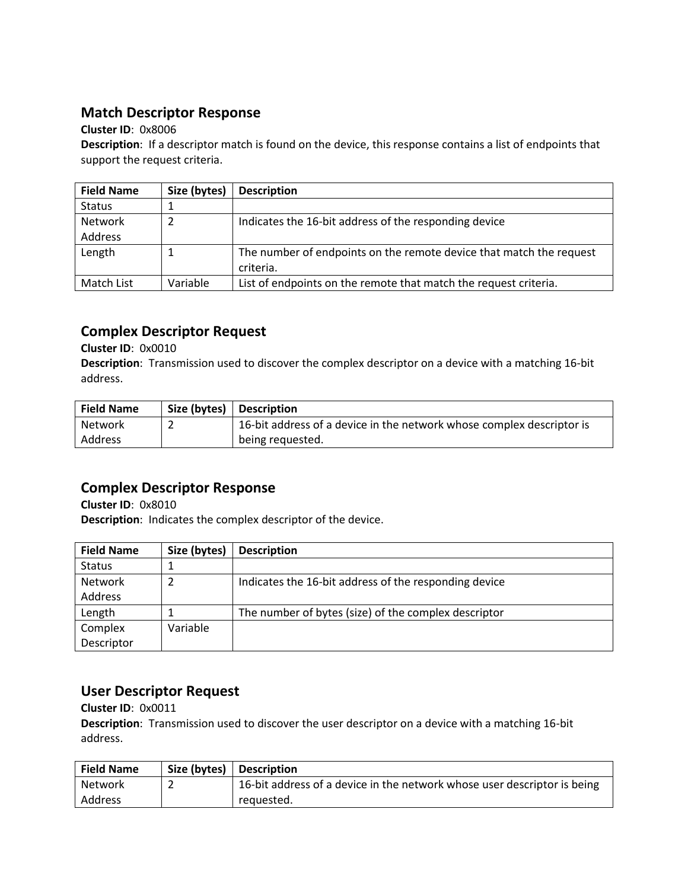## Match Descriptor Response

**Cluster ID**: 0x8006

**Description**: If a descriptor match is found on the device, this response contains a list of endpoints that support the request criteria.

| Field Name | Size (bytes) | Description |
|---|---|---|
| Status | 1 | |
| Network Address | 2 | Indicates the 16-bit address of the responding device |
| Length | 1 | The number of endpoints on the remote device that match the request criteria. |
| Match List | Variable | List of endpoints on the remote that match the request criteria. |

## Complex Descriptor Request

**Cluster ID**: 0x0010

**Description**: Transmission used to discover the complex descriptor on a device with a matching 16-bit address.

| Field Name | Size (bytes) | Description |
|---|---|---|
| Network Address | 2 | 16-bit address of a device in the network whose complex descriptor is being requested. |

## Complex Descriptor Response

**Cluster ID**: 0x8010

**Description**: Indicates the complex descriptor of the device.

| Field Name | Size (bytes) | Description |
|---|---|---|
| Status | 1 | |
| Network Address | 2 | Indicates the 16-bit address of the responding device |
| Length | 1 | The number of bytes (size) of the complex descriptor |
| Complex Descriptor | Variable | |

## User Descriptor Request

**Cluster ID**: 0x0011

**Description**: Transmission used to discover the user descriptor on a device with a matching 16-bit address.

| Field Name | Size (bytes) | Description |
|---|---|---|
| Network Address | 2 | 16-bit address of a device in the network whose user descriptor is being requested. |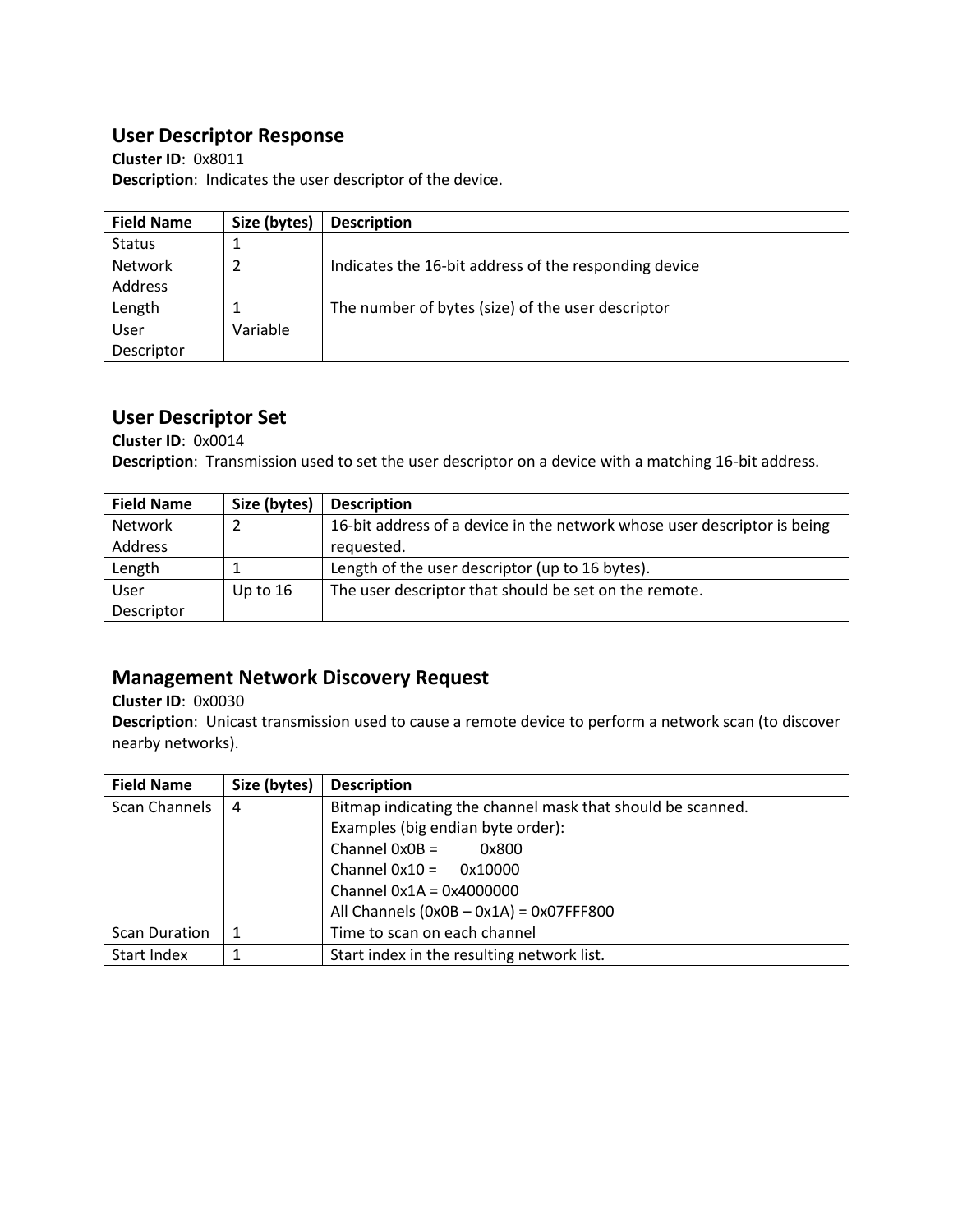## User Descriptor Response

**Cluster ID**: 0x8011
**Description**: Indicates the user descriptor of the device.

| Field Name | Size (bytes) | Description |
|---|---|---|
| Status | 1 | |
| Network Address | 2 | Indicates the 16-bit address of the responding device |
| Length | 1 | The number of bytes (size) of the user descriptor |
| User Descriptor | Variable | |

## User Descriptor Set

**Cluster ID**: 0x0014
**Description**: Transmission used to set the user descriptor on a device with a matching 16-bit address.

| Field Name | Size (bytes) | Description |
|---|---|---|
| Network Address | 2 | 16-bit address of a device in the network whose user descriptor is being requested. |
| Length | 1 | Length of the user descriptor (up to 16 bytes). |
| User Descriptor | Up to 16 | The user descriptor that should be set on the remote. |

## Management Network Discovery Request

**Cluster ID**: 0x0030
**Description**: Unicast transmission used to cause a remote device to perform a network scan (to discover nearby networks).

| Field Name | Size (bytes) | Description |
|---|---|---|
| Scan Channels | 4 | Bitmap indicating the channel mask that should be scanned.<br>Examples (big endian byte order):<br>Channel 0x0B = 0x800<br>Channel 0x10 = 0x10000<br>Channel 0x1A = 0x4000000<br>All Channels (0x0B – 0x1A) = 0x07FFF800 |
| Scan Duration | 1 | Time to scan on each channel |
| Start Index | 1 | Start index in the resulting network list. |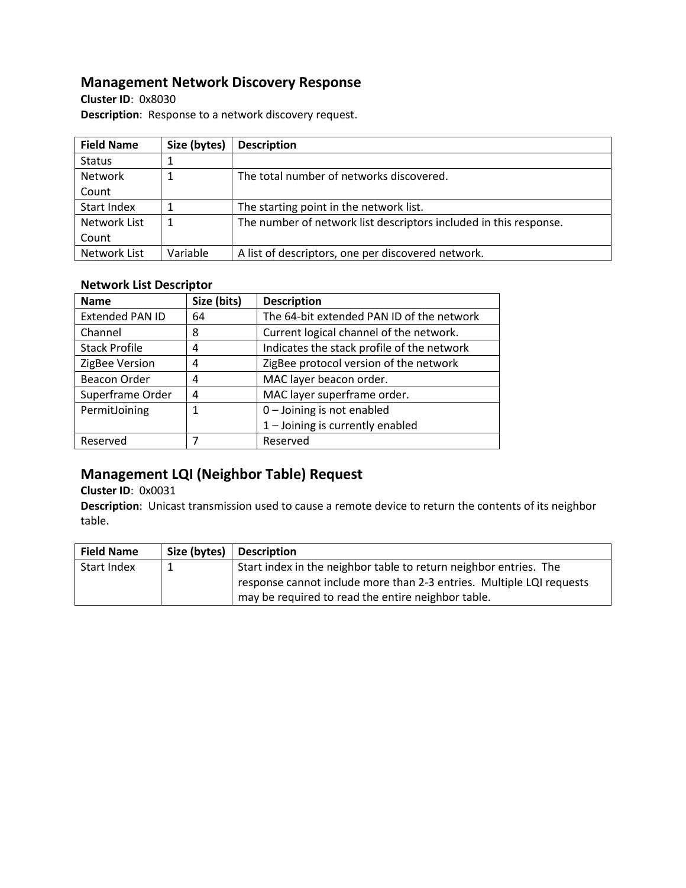## Management Network Discovery Response

**Cluster ID**: 0x8030

**Description**: Response to a network discovery request.

| Field Name | Size (bytes) | Description |
|---|---|---|
| Status | 1 | |
| Network Count | 1 | The total number of networks discovered. |
| Start Index | 1 | The starting point in the network list. |
| Network List Count | 1 | The number of network list descriptors included in this response. |
| Network List | Variable | A list of descriptors, one per discovered network. |

### Network List Descriptor

| Name | Size (bits) | Description |
|---|---|---|
| Extended PAN ID | 64 | The 64-bit extended PAN ID of the network |
| Channel | 8 | Current logical channel of the network. |
| Stack Profile | 4 | Indicates the stack profile of the network |
| ZigBee Version | 4 | ZigBee protocol version of the network |
| Beacon Order | 4 | MAC layer beacon order. |
| Superframe Order | 4 | MAC layer superframe order. |
| PermitJoining | 1 | 0 – Joining is not enabled<br>1 – Joining is currently enabled |
| Reserved | 7 | Reserved |

## Management LQI (Neighbor Table) Request

**Cluster ID**: 0x0031

**Description**: Unicast transmission used to cause a remote device to return the contents of its neighbor table.

| Field Name | Size (bytes) | Description |
|---|---|---|
| Start Index | 1 | Start index in the neighbor table to return neighbor entries. The response cannot include more than 2-3 entries. Multiple LQI requests may be required to read the entire neighbor table. |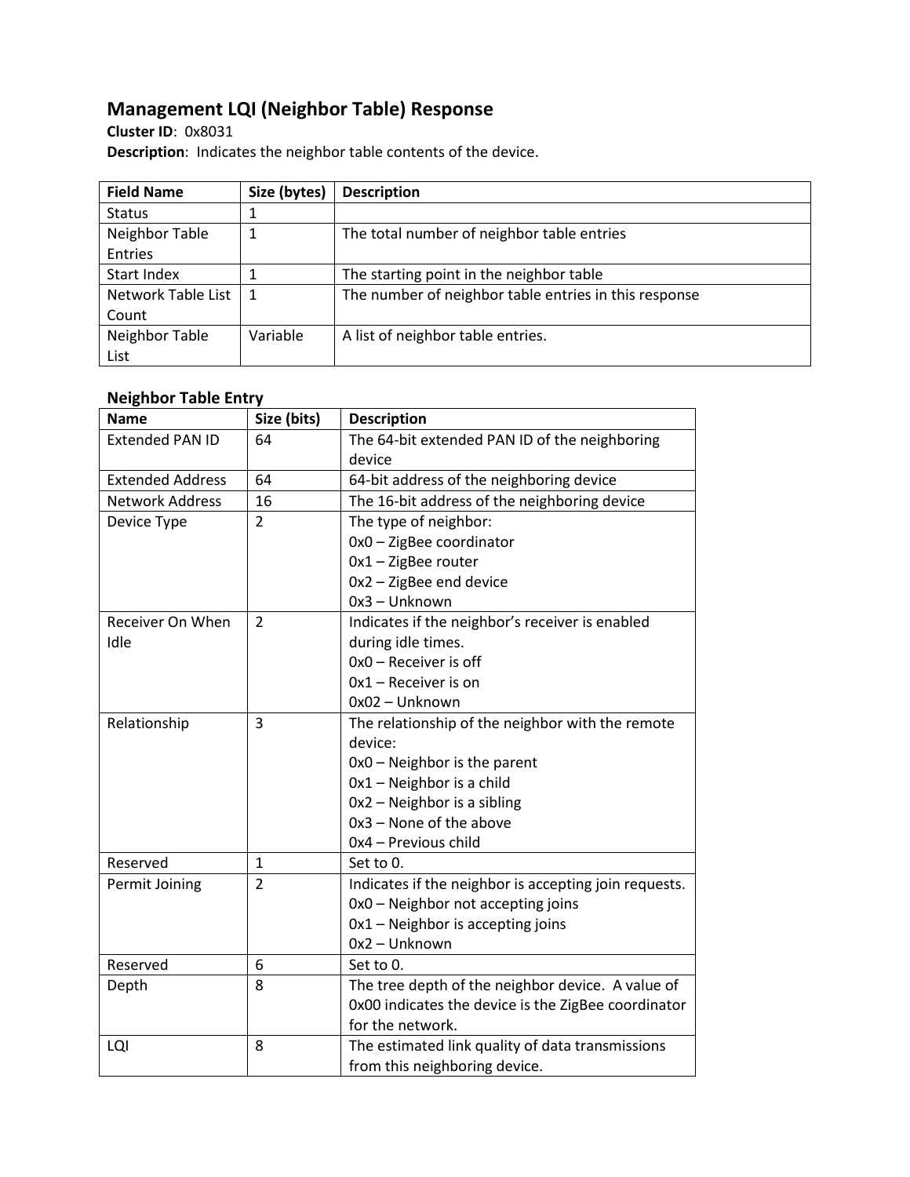## Management LQI (Neighbor Table) Response

**Cluster ID**: 0x8031

**Description**: Indicates the neighbor table contents of the device.

| Field Name | Size (bytes) | Description |
|---|---|---|
| Status | 1 | |
| Neighbor Table Entries | 1 | The total number of neighbor table entries |
| Start Index | 1 | The starting point in the neighbor table |
| Network Table List Count | 1 | The number of neighbor table entries in this response |
| Neighbor Table List | Variable | A list of neighbor table entries. |

### Neighbor Table Entry

| Name | Size (bits) | Description |
|---|---|---|
| Extended PAN ID | 64 | The 64-bit extended PAN ID of the neighboring device |
| Extended Address | 64 | 64-bit address of the neighboring device |
| Network Address | 16 | The 16-bit address of the neighboring device |
| Device Type | 2 | The type of neighbor:<br>0x0 – ZigBee coordinator<br>0x1 – ZigBee router<br>0x2 – ZigBee end device<br>0x3 – Unknown |
| Receiver On When Idle | 2 | Indicates if the neighbor's receiver is enabled during idle times.<br>0x0 – Receiver is off<br>0x1 – Receiver is on<br>0x02 – Unknown |
| Relationship | 3 | The relationship of the neighbor with the remote device:<br>0x0 – Neighbor is the parent<br>0x1 – Neighbor is a child<br>0x2 – Neighbor is a sibling<br>0x3 – None of the above<br>0x4 – Previous child |
| Reserved | 1 | Set to 0. |
| Permit Joining | 2 | Indicates if the neighbor is accepting join requests.<br>0x0 – Neighbor not accepting joins<br>0x1 – Neighbor is accepting joins<br>0x2 – Unknown |
| Reserved | 6 | Set to 0. |
| Depth | 8 | The tree depth of the neighbor device. A value of 0x00 indicates the device is the ZigBee coordinator for the network. |
| LQI | 8 | The estimated link quality of data transmissions from this neighboring device. |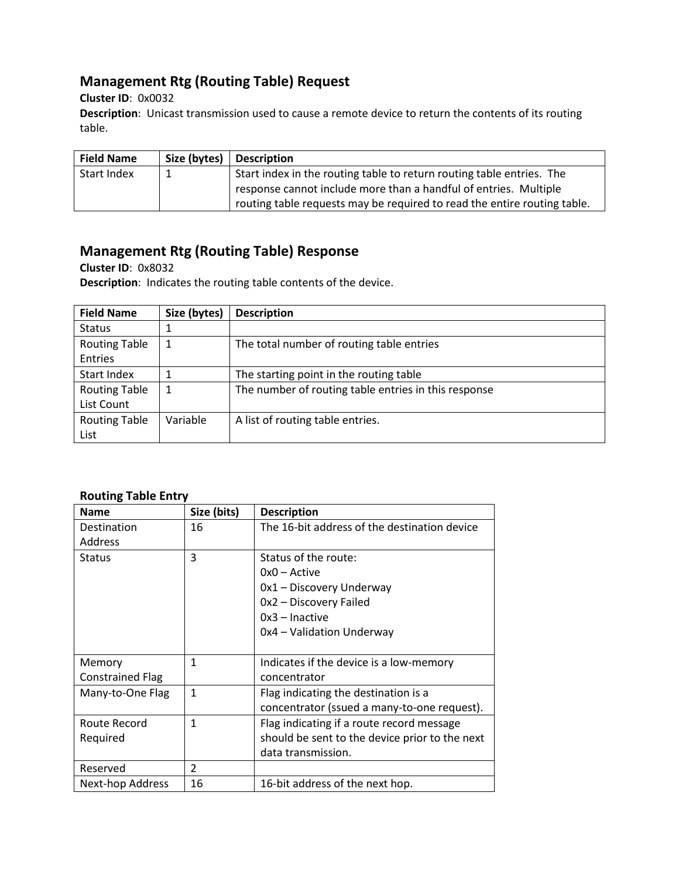## Management Rtg (Routing Table) Request

**Cluster ID**: 0x0032

**Description**: Unicast transmission used to cause a remote device to return the contents of its routing table.

| Field Name | Size (bytes) | Description |
|---|---|---|
| Start Index | 1 | Start index in the routing table to return routing table entries. The response cannot include more than a handful of entries. Multiple routing table requests may be required to read the entire routing table. |

## Management Rtg (Routing Table) Response

**Cluster ID**: 0x8032

**Description**: Indicates the routing table contents of the device.

| Field Name | Size (bytes) | Description |
|---|---|---|
| Status | 1 | |
| Routing Table Entries | 1 | The total number of routing table entries |
| Start Index | 1 | The starting point in the routing table |
| Routing Table List Count | 1 | The number of routing table entries in this response |
| Routing Table List | Variable | A list of routing table entries. |

**Routing Table Entry**

| Name | Size (bits) | Description |
|---|---|---|
| Destination Address | 16 | The 16-bit address of the destination device |
| Status | 3 | Status of the route:<br>0x0 – Active<br>0x1 – Discovery Underway<br>0x2 – Discovery Failed<br>0x3 – Inactive<br>0x4 – Validation Underway |
| Memory Constrained Flag | 1 | Indicates if the device is a low-memory concentrator |
| Many-to-One Flag | 1 | Flag indicating the destination is a concentrator (ssued a many-to-one request). |
| Route Record Required | 1 | Flag indicating if a route record message should be sent to the device prior to the next data transmission. |
| Reserved | 2 | |
| Next-hop Address | 16 | 16-bit address of the next hop. |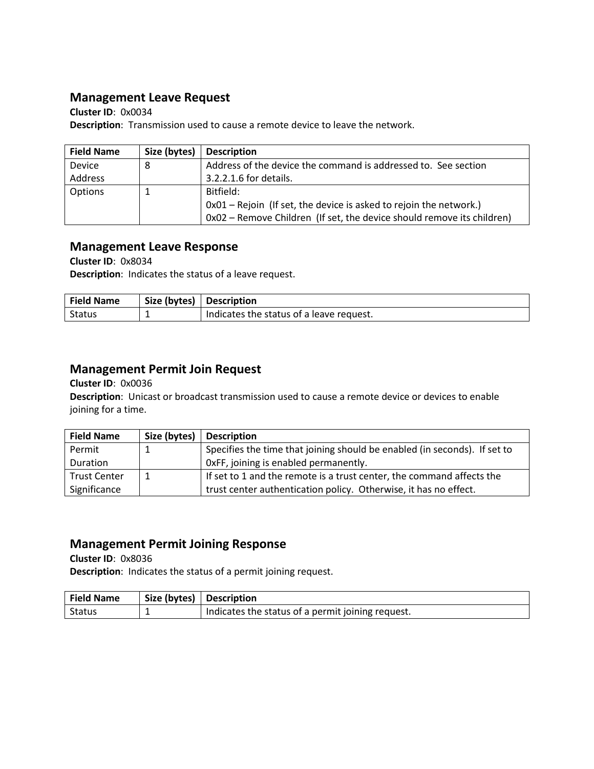## Management Leave Request

**Cluster ID**: 0x0034
**Description**: Transmission used to cause a remote device to leave the network.

| Field Name | Size (bytes) | Description |
|---|---|---|
| Device Address | 8 | Address of the device the command is addressed to. See section 3.2.2.1.6 for details. |
| Options | 1 | Bitfield:<br>0x01 – Rejoin (If set, the device is asked to rejoin the network.)<br>0x02 – Remove Children (If set, the device should remove its children) |

## Management Leave Response

**Cluster ID**: 0x8034
**Description**: Indicates the status of a leave request.

| Field Name | Size (bytes) | Description |
|---|---|---|
| Status | 1 | Indicates the status of a leave request. |

## Management Permit Join Request

**Cluster ID**: 0x0036
**Description**: Unicast or broadcast transmission used to cause a remote device or devices to enable joining for a time.

| Field Name | Size (bytes) | Description |
|---|---|---|
| Permit Duration | 1 | Specifies the time that joining should be enabled (in seconds). If set to 0xFF, joining is enabled permanently. |
| Trust Center Significance | 1 | If set to 1 and the remote is a trust center, the command affects the trust center authentication policy. Otherwise, it has no effect. |

## Management Permit Joining Response

**Cluster ID**: 0x8036
**Description**: Indicates the status of a permit joining request.

| Field Name | Size (bytes) | Description |
|---|---|---|
| Status | 1 | Indicates the status of a permit joining request. |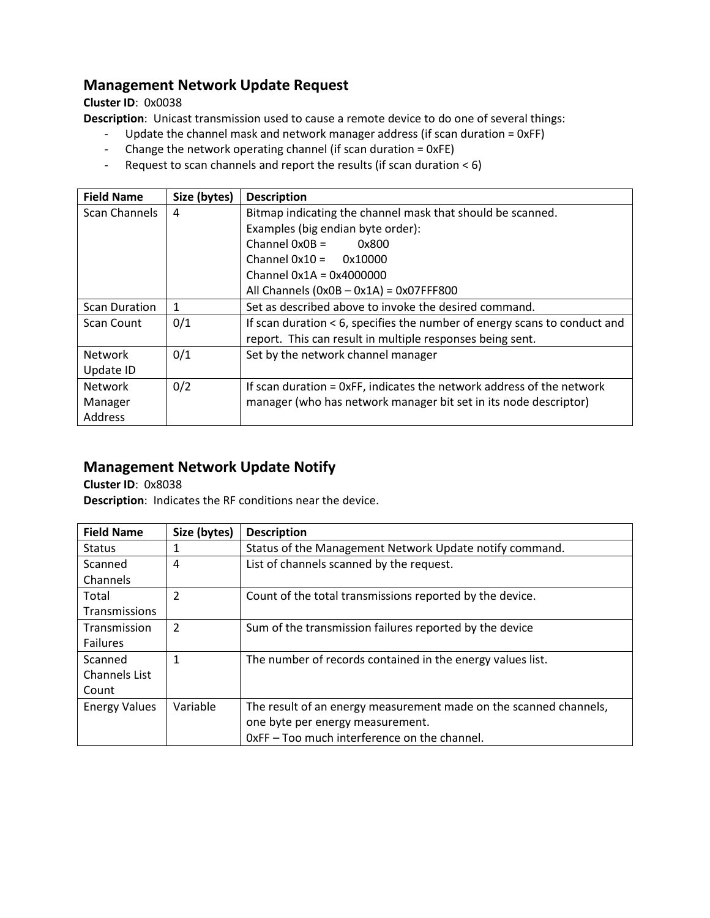## Management Network Update Request

**Cluster ID**: 0x0038

**Description**: Unicast transmission used to cause a remote device to do one of several things:

- Update the channel mask and network manager address (if scan duration = 0xFF)
- Change the network operating channel (if scan duration = 0xFE)
- Request to scan channels and report the results (if scan duration < 6)

| Field Name | Size (bytes) | Description |
|---|---|---|
| Scan Channels | 4 | Bitmap indicating the channel mask that should be scanned.<br>Examples (big endian byte order):<br>Channel 0x0B = 0x800<br>Channel 0x10 = 0x10000<br>Channel 0x1A = 0x4000000<br>All Channels (0x0B – 0x1A) = 0x07FFF800 |
| Scan Duration | 1 | Set as described above to invoke the desired command. |
| Scan Count | 0/1 | If scan duration < 6, specifies the number of energy scans to conduct and report. This can result in multiple responses being sent. |
| Network Update ID | 0/1 | Set by the network channel manager |
| Network Manager Address | 0/2 | If scan duration = 0xFF, indicates the network address of the network manager (who has network manager bit set in its node descriptor) |

## Management Network Update Notify

**Cluster ID**: 0x8038

**Description**: Indicates the RF conditions near the device.

| Field Name | Size (bytes) | Description |
|---|---|---|
| Status | 1 | Status of the Management Network Update notify command. |
| Scanned Channels | 4 | List of channels scanned by the request. |
| Total Transmissions | 2 | Count of the total transmissions reported by the device. |
| Transmission Failures | 2 | Sum of the transmission failures reported by the device |
| Scanned Channels List Count | 1 | The number of records contained in the energy values list. |
| Energy Values | Variable | The result of an energy measurement made on the scanned channels, one byte per energy measurement.<br>0xFF – Too much interference on the channel. |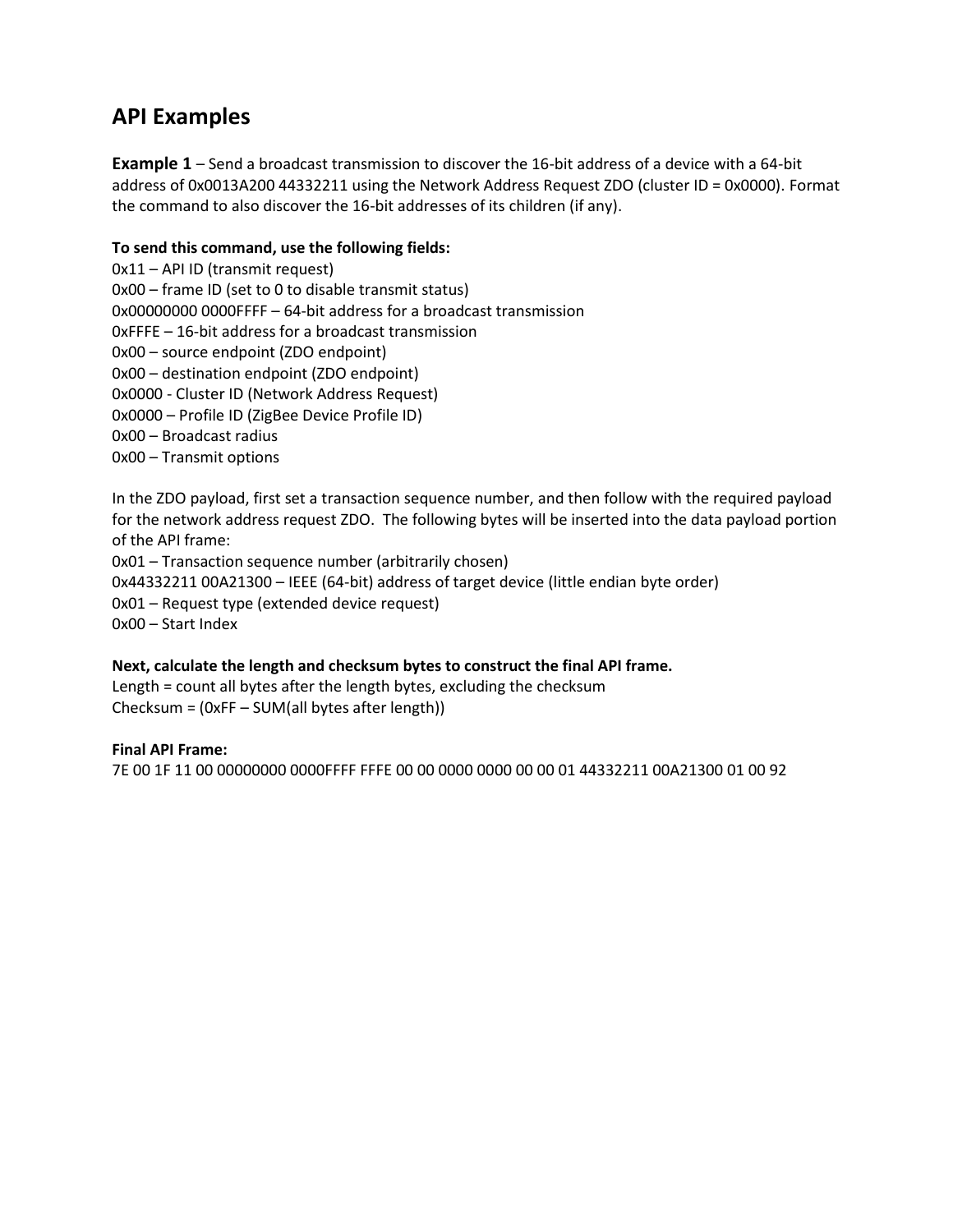## API Examples

**Example 1** – Send a broadcast transmission to discover the 16-bit address of a device with a 64-bit address of 0x0013A200 44332211 using the Network Address Request ZDO (cluster ID = 0x0000). Format the command to also discover the 16-bit addresses of its children (if any).

**To send this command, use the following fields:**

0x11 – API ID (transmit request)
0x00 – frame ID (set to 0 to disable transmit status)
0x00000000 0000FFFF – 64-bit address for a broadcast transmission
0xFFFE – 16-bit address for a broadcast transmission
0x00 – source endpoint (ZDO endpoint)
0x00 – destination endpoint (ZDO endpoint)
0x0000 - Cluster ID (Network Address Request)
0x0000 – Profile ID (ZigBee Device Profile ID)
0x00 – Broadcast radius
0x00 – Transmit options

In the ZDO payload, first set a transaction sequence number, and then follow with the required payload for the network address request ZDO. The following bytes will be inserted into the data payload portion of the API frame:

0x01 – Transaction sequence number (arbitrarily chosen)
0x44332211 00A21300 – IEEE (64-bit) address of target device (little endian byte order)
0x01 – Request type (extended device request)
0x00 – Start Index

**Next, calculate the length and checksum bytes to construct the final API frame.**

Length = count all bytes after the length bytes, excluding the checksum
Checksum = (0xFF – SUM(all bytes after length))

**Final API Frame:**

7E 00 1F 11 00 00000000 0000FFFF FFFE 00 00 0000 0000 00 00 01 44332211 00A21300 01 00 92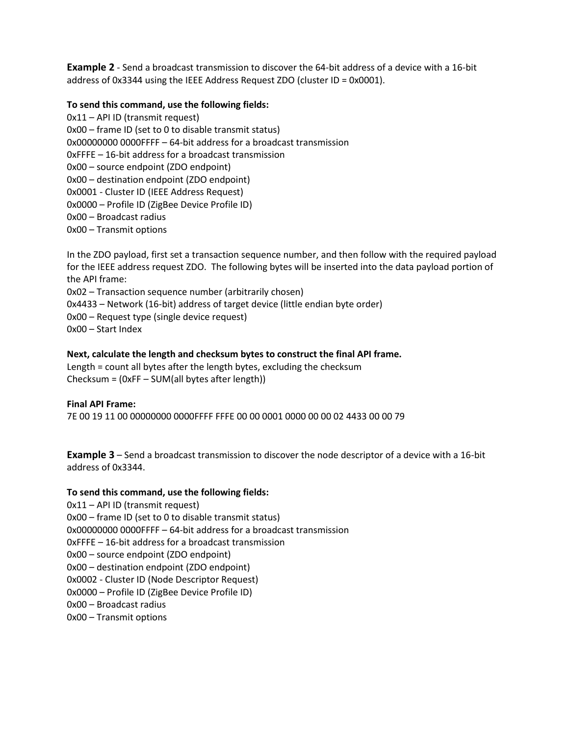**Example 2** - Send a broadcast transmission to discover the 64-bit address of a device with a 16-bit address of 0x3344 using the IEEE Address Request ZDO (cluster ID = 0x0001).

**To send this command, use the following fields:**
0x11 – API ID (transmit request)
0x00 – frame ID (set to 0 to disable transmit status)
0x00000000 0000FFFF – 64-bit address for a broadcast transmission
0xFFFE – 16-bit address for a broadcast transmission
0x00 – source endpoint (ZDO endpoint)
0x00 – destination endpoint (ZDO endpoint)
0x0001 - Cluster ID (IEEE Address Request)
0x0000 – Profile ID (ZigBee Device Profile ID)
0x00 – Broadcast radius
0x00 – Transmit options

In the ZDO payload, first set a transaction sequence number, and then follow with the required payload for the IEEE address request ZDO. The following bytes will be inserted into the data payload portion of the API frame:
0x02 – Transaction sequence number (arbitrarily chosen)
0x4433 – Network (16-bit) address of target device (little endian byte order)
0x00 – Request type (single device request)
0x00 – Start Index

**Next, calculate the length and checksum bytes to construct the final API frame.**
Length = count all bytes after the length bytes, excluding the checksum
Checksum = (0xFF – SUM(all bytes after length))

**Final API Frame:**
7E 00 19 11 00 00000000 0000FFFF FFFE 00 00 0001 0000 00 00 02 4433 00 00 79

**Example 3** – Send a broadcast transmission to discover the node descriptor of a device with a 16-bit address of 0x3344.

**To send this command, use the following fields:**
0x11 – API ID (transmit request)
0x00 – frame ID (set to 0 to disable transmit status)
0x00000000 0000FFFF – 64-bit address for a broadcast transmission
0xFFFE – 16-bit address for a broadcast transmission
0x00 – source endpoint (ZDO endpoint)
0x00 – destination endpoint (ZDO endpoint)
0x0002 - Cluster ID (Node Descriptor Request)
0x0000 – Profile ID (ZigBee Device Profile ID)
0x00 – Broadcast radius
0x00 – Transmit options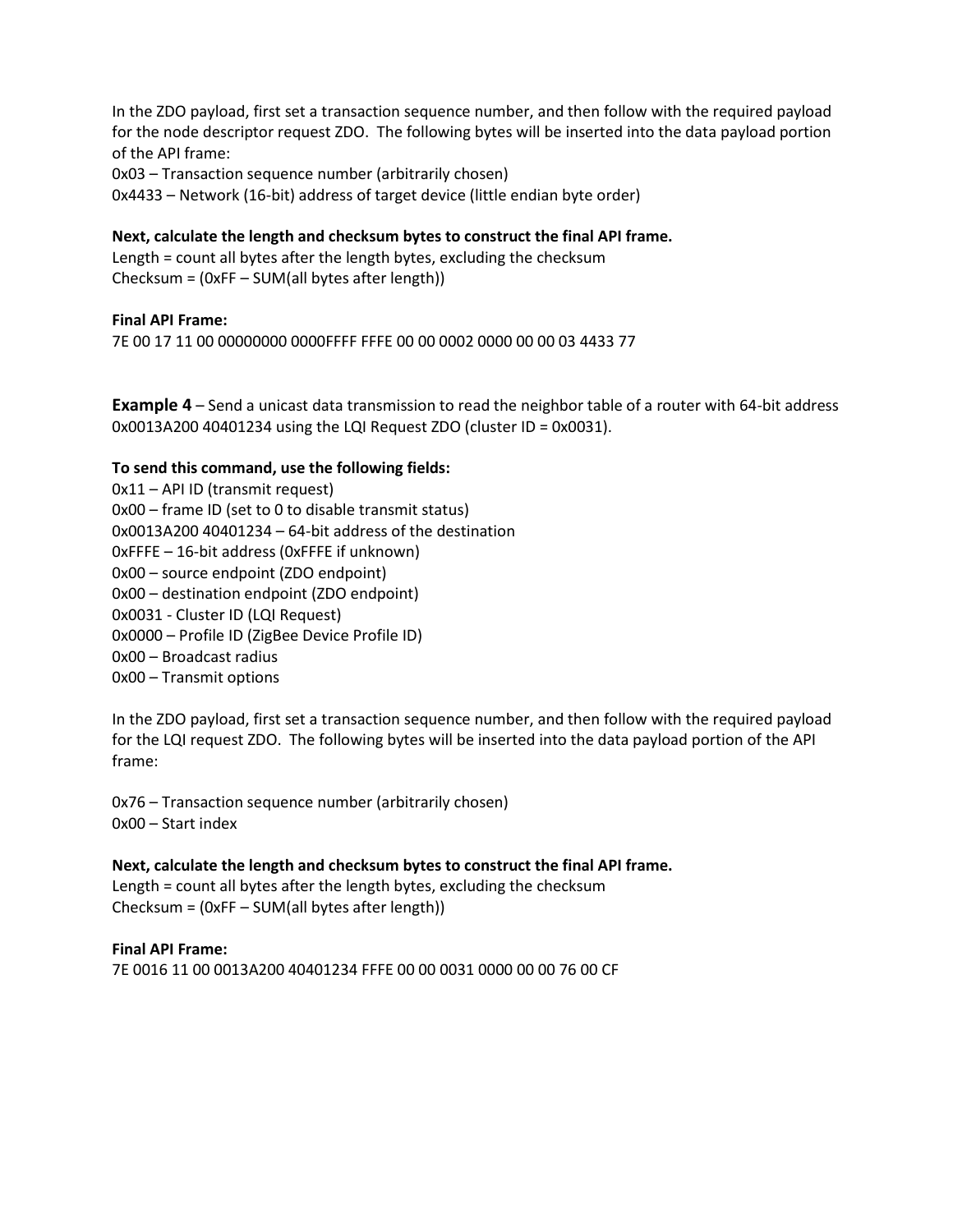In the ZDO payload, first set a transaction sequence number, and then follow with the required payload for the node descriptor request ZDO. The following bytes will be inserted into the data payload portion of the API frame:

0x03 – Transaction sequence number (arbitrarily chosen)
0x4433 – Network (16-bit) address of target device (little endian byte order)

**Next, calculate the length and checksum bytes to construct the final API frame.**
Length = count all bytes after the length bytes, excluding the checksum
Checksum = (0xFF – SUM(all bytes after length))

**Final API Frame:**
7E 00 17 11 00 00000000 0000FFFF FFFE 00 00 0002 0000 00 00 03 4433 77

**Example 4** – Send a unicast data transmission to read the neighbor table of a router with 64-bit address 0x0013A200 40401234 using the LQI Request ZDO (cluster ID = 0x0031).

**To send this command, use the following fields:**
0x11 – API ID (transmit request)
0x00 – frame ID (set to 0 to disable transmit status)
0x0013A200 40401234 – 64-bit address of the destination
0xFFFE – 16-bit address (0xFFFE if unknown)
0x00 – source endpoint (ZDO endpoint)
0x00 – destination endpoint (ZDO endpoint)
0x0031 - Cluster ID (LQI Request)
0x0000 – Profile ID (ZigBee Device Profile ID)
0x00 – Broadcast radius
0x00 – Transmit options

In the ZDO payload, first set a transaction sequence number, and then follow with the required payload for the LQI request ZDO. The following bytes will be inserted into the data payload portion of the API frame:

0x76 – Transaction sequence number (arbitrarily chosen)
0x00 – Start index

**Next, calculate the length and checksum bytes to construct the final API frame.**
Length = count all bytes after the length bytes, excluding the checksum
Checksum = (0xFF – SUM(all bytes after length))

**Final API Frame:**
7E 0016 11 00 0013A200 40401234 FFFE 00 00 0031 0000 00 00 76 00 CF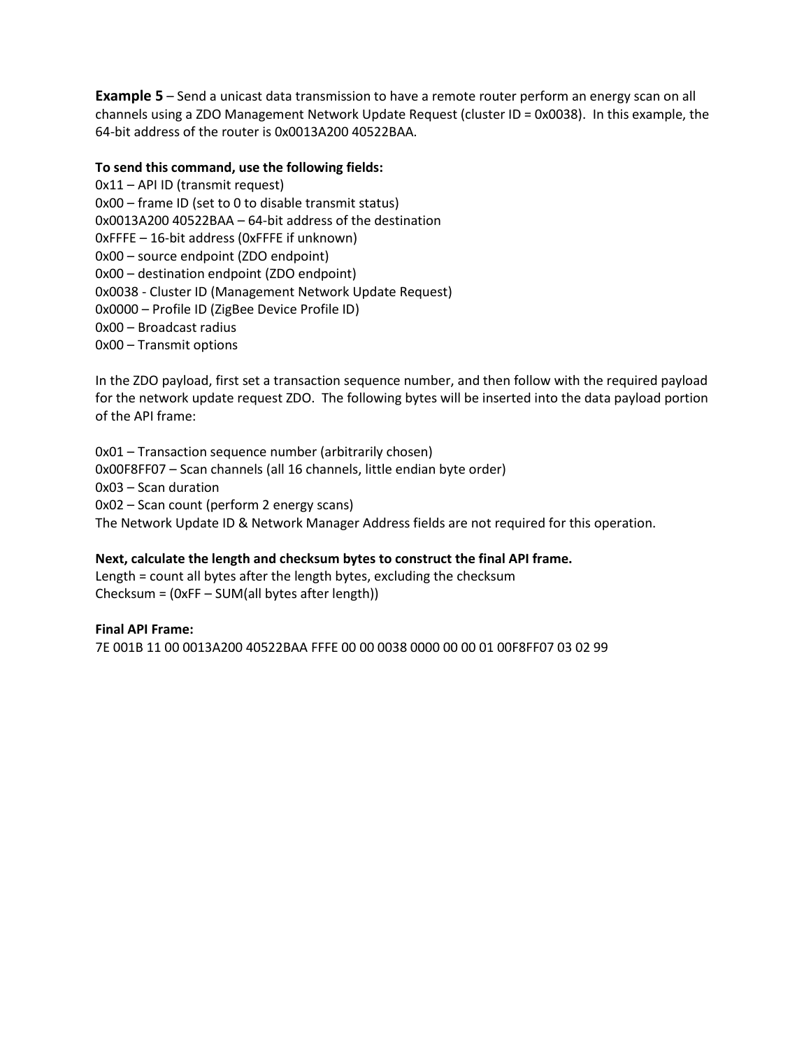**Example 5** – Send a unicast data transmission to have a remote router perform an energy scan on all channels using a ZDO Management Network Update Request (cluster ID = 0x0038). In this example, the 64-bit address of the router is 0x0013A200 40522BAA.

**To send this command, use the following fields:**

0x11 – API ID (transmit request)
0x00 – frame ID (set to 0 to disable transmit status)
0x0013A200 40522BAA – 64-bit address of the destination
0xFFFE – 16-bit address (0xFFFE if unknown)
0x00 – source endpoint (ZDO endpoint)
0x00 – destination endpoint (ZDO endpoint)
0x0038 - Cluster ID (Management Network Update Request)
0x0000 – Profile ID (ZigBee Device Profile ID)
0x00 – Broadcast radius
0x00 – Transmit options

In the ZDO payload, first set a transaction sequence number, and then follow with the required payload for the network update request ZDO. The following bytes will be inserted into the data payload portion of the API frame:

0x01 – Transaction sequence number (arbitrarily chosen)
0x00F8FF07 – Scan channels (all 16 channels, little endian byte order)
0x03 – Scan duration
0x02 – Scan count (perform 2 energy scans)
The Network Update ID & Network Manager Address fields are not required for this operation.

**Next, calculate the length and checksum bytes to construct the final API frame.**

Length = count all bytes after the length bytes, excluding the checksum
Checksum = (0xFF – SUM(all bytes after length))

**Final API Frame:**

7E 001B 11 00 0013A200 40522BAA FFFE 00 00 0038 0000 00 00 01 00F8FF07 03 02 99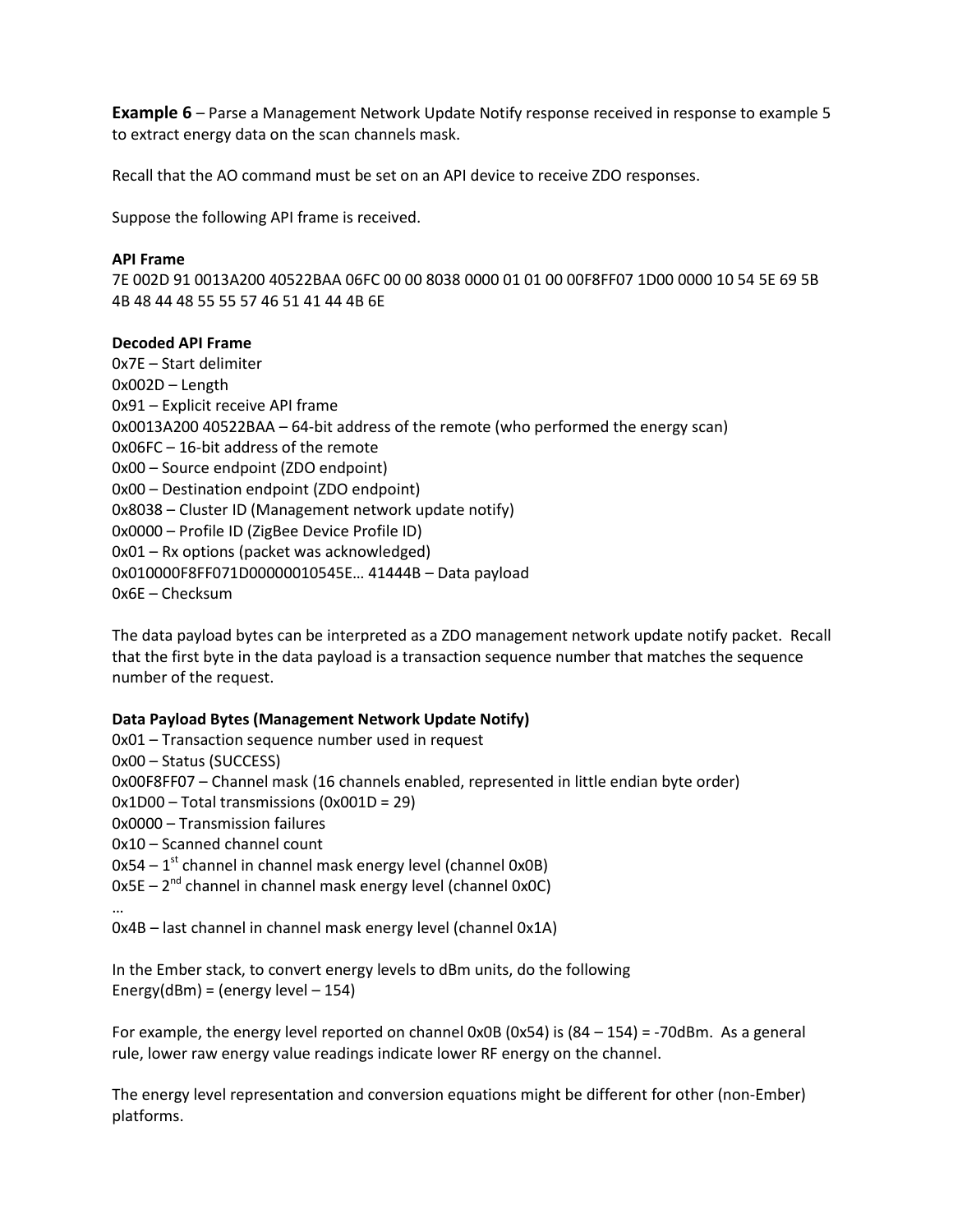**Example 6** – Parse a Management Network Update Notify response received in response to example 5 to extract energy data on the scan channels mask.

Recall that the AO command must be set on an API device to receive ZDO responses.

Suppose the following API frame is received.

**API Frame**
7E 002D 91 0013A200 40522BAA 06FC 00 00 8038 0000 01 01 00 00F8FF07 1D00 0000 10 54 5E 69 5B 4B 48 44 48 55 55 57 46 51 41 44 4B 6E

**Decoded API Frame**
0x7E – Start delimiter
0x002D – Length
0x91 – Explicit receive API frame
0x0013A200 40522BAA – 64-bit address of the remote (who performed the energy scan)
0x06FC – 16-bit address of the remote
0x00 – Source endpoint (ZDO endpoint)
0x00 – Destination endpoint (ZDO endpoint)
0x8038 – Cluster ID (Management network update notify)
0x0000 – Profile ID (ZigBee Device Profile ID)
0x01 – Rx options (packet was acknowledged)
0x010000F8FF071D00000010545E… 41444B – Data payload
0x6E – Checksum

The data payload bytes can be interpreted as a ZDO management network update notify packet. Recall that the first byte in the data payload is a transaction sequence number that matches the sequence number of the request.

**Data Payload Bytes (Management Network Update Notify)**
0x01 – Transaction sequence number used in request
0x00 – Status (SUCCESS)
0x00F8FF07 – Channel mask (16 channels enabled, represented in little endian byte order)
0x1D00 – Total transmissions (0x001D = 29)
0x0000 – Transmission failures
0x10 – Scanned channel count
0x54 – 1st channel in channel mask energy level (channel 0x0B)
0x5E – 2nd channel in channel mask energy level (channel 0x0C)
…
0x4B – last channel in channel mask energy level (channel 0x1A)

In the Ember stack, to convert energy levels to dBm units, do the following
Energy(dBm) = (energy level – 154)

For example, the energy level reported on channel 0x0B (0x54) is (84 – 154) = -70dBm. As a general rule, lower raw energy value readings indicate lower RF energy on the channel.

The energy level representation and conversion equations might be different for other (non-Ember) platforms.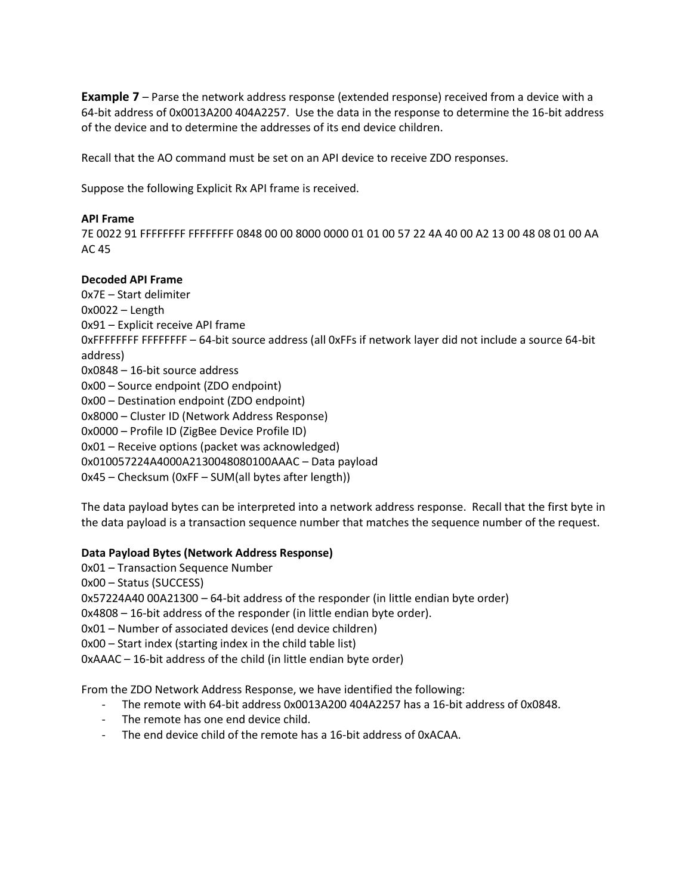**Example 7** – Parse the network address response (extended response) received from a device with a 64-bit address of 0x0013A200 404A2257. Use the data in the response to determine the 16-bit address of the device and to determine the addresses of its end device children.

Recall that the AO command must be set on an API device to receive ZDO responses.

Suppose the following Explicit Rx API frame is received.

**API Frame**

7E 0022 91 FFFFFFFF FFFFFFFF 0848 00 00 8000 0000 01 01 00 57 22 4A 40 00 A2 13 00 48 08 01 00 AA AC 45

**Decoded API Frame**

0x7E – Start delimiter
0x0022 – Length
0x91 – Explicit receive API frame
0xFFFFFFFF FFFFFFFF – 64-bit source address (all 0xFFs if network layer did not include a source 64-bit address)
0x0848 – 16-bit source address
0x00 – Source endpoint (ZDO endpoint)
0x00 – Destination endpoint (ZDO endpoint)
0x8000 – Cluster ID (Network Address Response)
0x0000 – Profile ID (ZigBee Device Profile ID)
0x01 – Receive options (packet was acknowledged)
0x010057224A4000A2130048080100AAAC – Data payload
0x45 – Checksum (0xFF – SUM(all bytes after length))

The data payload bytes can be interpreted into a network address response. Recall that the first byte in the data payload is a transaction sequence number that matches the sequence number of the request.

**Data Payload Bytes (Network Address Response)**

0x01 – Transaction Sequence Number
0x00 – Status (SUCCESS)
0x57224A40 00A21300 – 64-bit address of the responder (in little endian byte order)
0x4808 – 16-bit address of the responder (in little endian byte order).
0x01 – Number of associated devices (end device children)
0x00 – Start index (starting index in the child table list)
0xAAAC – 16-bit address of the child (in little endian byte order)

From the ZDO Network Address Response, we have identified the following:

- The remote with 64-bit address 0x0013A200 404A2257 has a 16-bit address of 0x0848.
- The remote has one end device child.
- The end device child of the remote has a 16-bit address of 0xACAA.